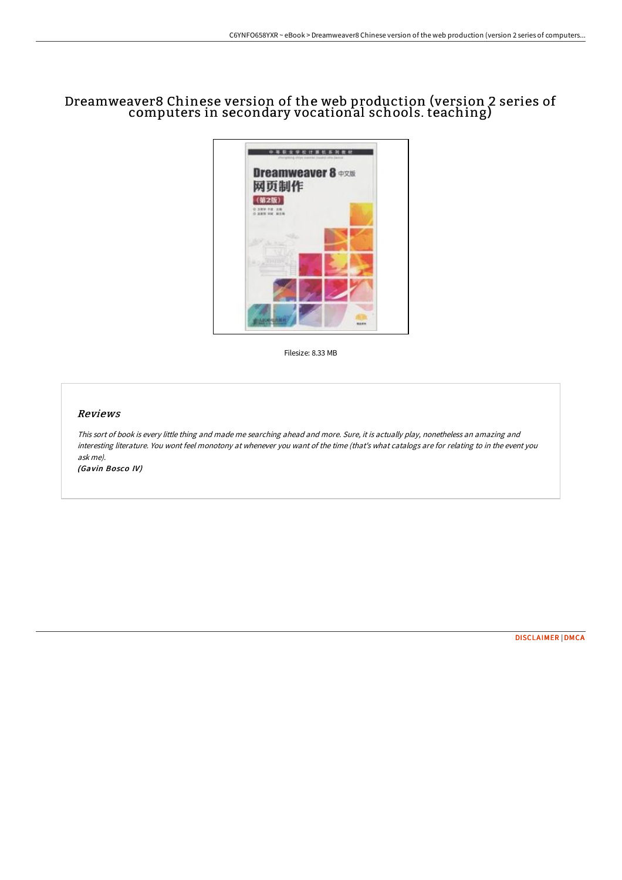# Dreamweaver8 Chinese version of the web production (version 2 series of computers in secondary vocational schools. teaching)

Filesize: 8.33 MB

## Reviews

*This sort of book is every little thing and made me searching ahead and more. Sure, it is actually play, nonetheless an amazing and interesting literature. You wont feel monotony at whenever you want of the time (that's what catalogs are for relating to in the event you ask me).*

*(Gavin Bosco IV)*

DISCLAIMER | DMCA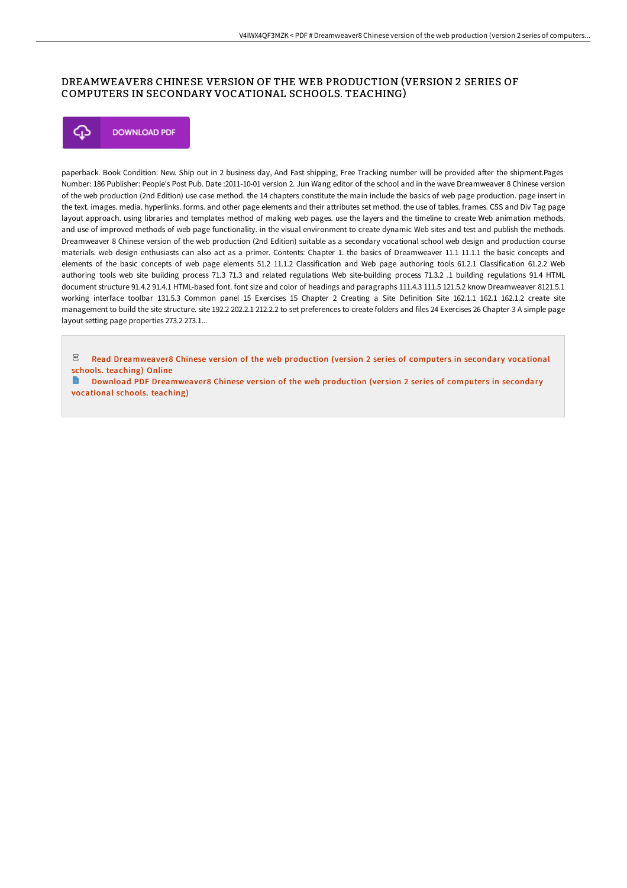# DREAMWEAVER8 CHINESE VERSION OF THE WEB PRODUCTION (VERSION 2 SERIES OF COMPUTERS IN SECONDARY VOCATIONAL SCHOOLS. TEACHING)

DOWNLOAD PDF

paperback. Book Condition: New. Ship out in 2 business day, And Fast shipping, Free Tracking number will be provided after the shipment.Pages Number: 186 Publisher: People's Post Pub. Date :2011-10-01 version 2. Jun Wang editor of the school and in the wave Dreamweaver 8 Chinese version of the web production (2nd Edition) use case method. the 14 chapters constitute the main include the basics of web page production. page insert in the text. images. media. hyperlinks. forms. and other page elements and their attributes set method. the use of tables. frames. CSS and Div Tag page layout approach. using libraries and templates method of making web pages. use the layers and the timeline to create Web animation methods. and use of improved methods of web page functionality. in the visual environment to create dynamic Web sites and test and publish the methods. Dreamweaver 8 Chinese version of the web production (2nd Edition) suitable as a secondary vocational school web design and production course materials. web design enthusiasts can also act as a primer. Contents: Chapter 1. the basics of Dreamweaver 11.1 11.1.1 the basic concepts and elements of the basic concepts of web page elements 51.2 11.1.2 Classification and Web page authoring tools 61.2.1 Classification 61.2.2 Web authoring tools web site building process 71.3 71.3 and related regulations Web site-building process 71.3.2 .1 building regulations 91.4 HTML document structure 91.4.2 91.4.1 HTML-based font. font size and color of headings and paragraphs 111.4.3 111.5 121.5.2 know Dreamweaver 8121.5.1 working interface toolbar 131.5.3 Common panel 15 Exercises 15 Chapter 2 Creating a Site Definition Site 162.1.1 162.1 162.1.2 create site management to build the site structure. site 192.2 202.2.1 212.2.2 to set preferences to create folders and files 24 Exercises 26 Chapter 3 A simple page layout setting page properties 273.2 273.1...

Read Dreamweaver8 Chinese version of the web production (version 2 series of computers in secondary vocational schools. teaching) Online

Download PDF Dreamweaver8 Chinese version of the web production (version 2 series of computers in secondary vocational schools. teaching)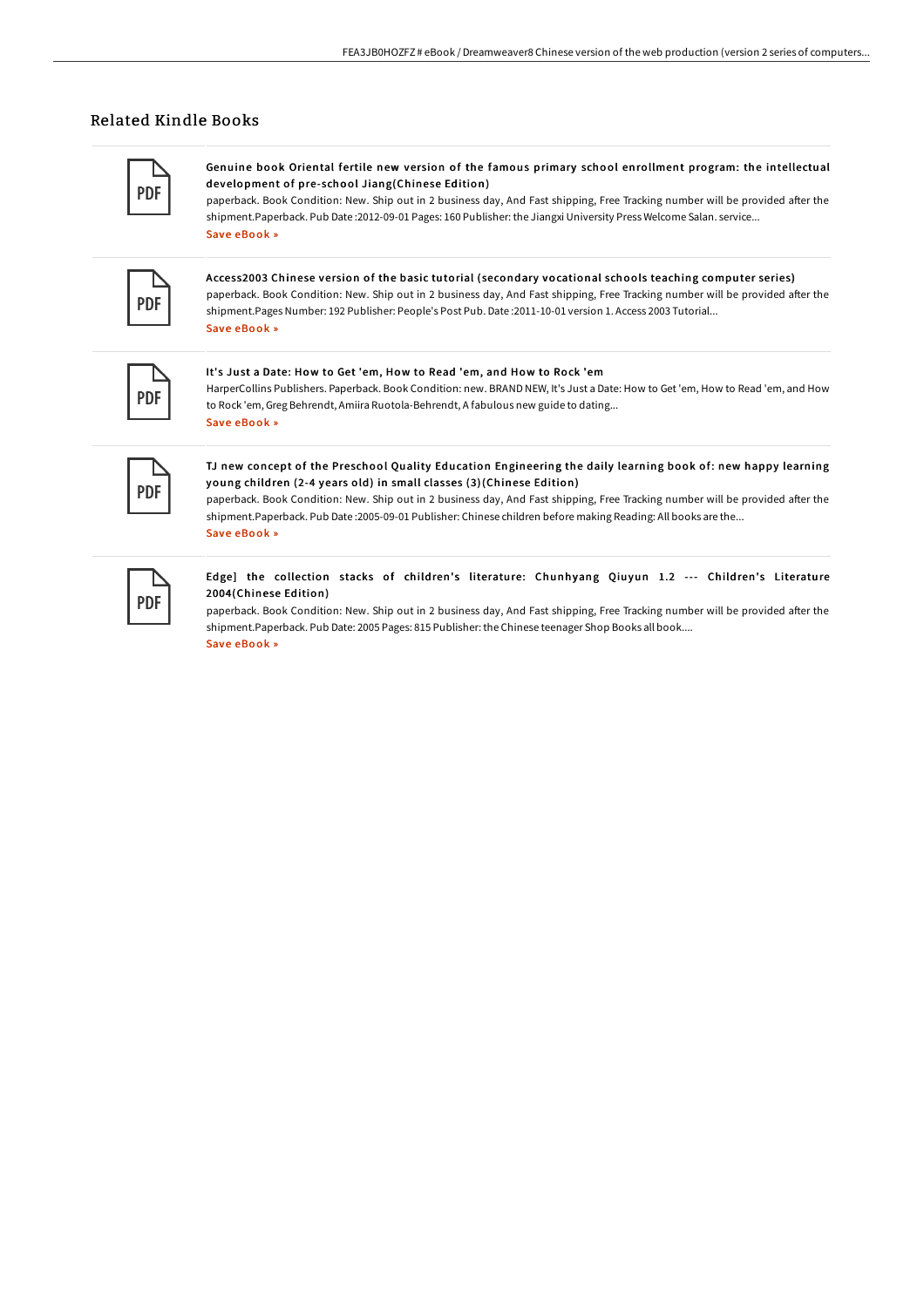## Related Kindle Books

**Genuine book Oriental fertile new version of the famous primary school enrollment program: the intellectual development of pre-school Jiang(Chinese Edition)**

paperback. Book Condition: New. Ship out in 2 business day, And Fast shipping, Free Tracking number will be provided after the shipment.Paperback. Pub Date :2012-09-01 Pages: 160 Publisher: the Jiangxi University Press Welcome Salan. service...

Save eBook »

**Access2003 Chinese version of the basic tutorial (secondary vocational schools teaching computer series)**

paperback. Book Condition: New. Ship out in 2 business day, And Fast shipping, Free Tracking number will be provided after the shipment.Pages Number: 192 Publisher: People's Post Pub. Date :2011-10-01 version 1. Access 2003 Tutorial...

Save eBook »

**It's Just a Date: How to Get 'em, How to Read 'em, and How to Rock 'em**

HarperCollins Publishers. Paperback. Book Condition: new. BRAND NEW, It's Just a Date: How to Get 'em, How to Read 'em, and How to Rock 'em, Greg Behrendt, Amiira Ruotola-Behrendt, A fabulous new guide to dating...

Save eBook »

**TJ new concept of the Preschool Quality Education Engineering the daily learning book of: new happy learning young children (2-4 years old) in small classes (3)(Chinese Edition)**

paperback. Book Condition: New. Ship out in 2 business day, And Fast shipping, Free Tracking number will be provided after the shipment.Paperback. Pub Date :2005-09-01 Publisher: Chinese children before making Reading: All books are the...

Save eBook »

**Edge] the collection stacks of children's literature: Chunhyang Qiuyun 1.2 --- Children's Literature 2004(Chinese Edition)**

paperback. Book Condition: New. Ship out in 2 business day, And Fast shipping, Free Tracking number will be provided after the shipment.Paperback. Pub Date: 2005 Pages: 815 Publisher: the Chinese teenager Shop Books all book....

Save eBook »